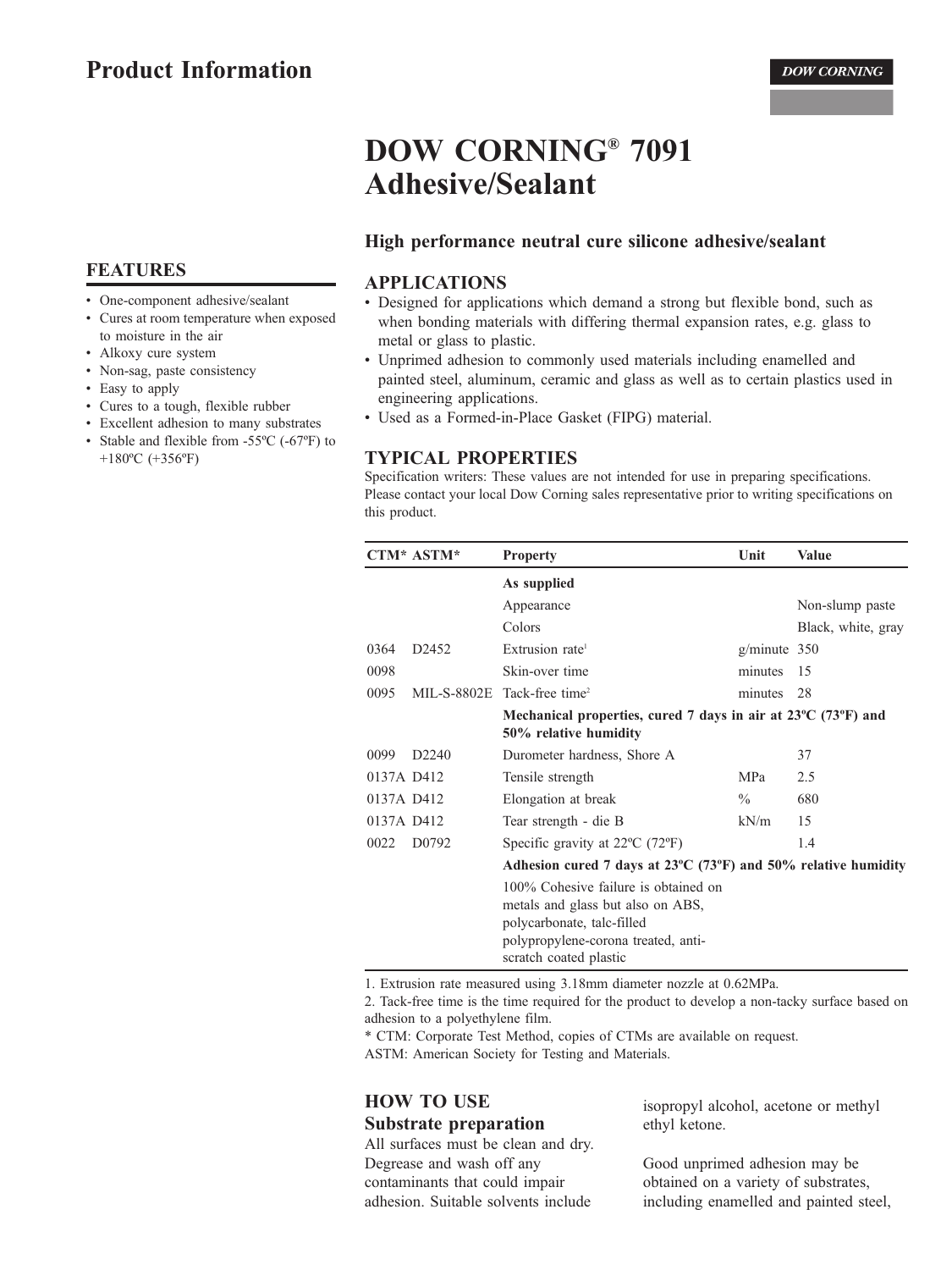## Product Information

DOW CORNING

# DOW CORNING® 7091 Adhesive/Sealant

### High performance neutral cure silicone adhesive/sealant

## FEATURES

- One-component adhesive/sealant
- Cures at room temperature when exposed to moisture in the air
- Alkoxy cure system
- Non-sag, paste consistency
- Easy to apply
- Cures to a tough, flexible rubber
- Excellent adhesion to many substrates
- Stable and flexible from -55ºC (-67ºF) to +180ºC (+356ºF)

## APPLICATIONS

- Designed for applications which demand a strong but flexible bond, such as when bonding materials with differing thermal expansion rates, e.g. glass to metal or glass to plastic.
- Unprimed adhesion to commonly used materials including enamelled and painted steel, aluminum, ceramic and glass as well as to certain plastics used in engineering applications.
- Used as a Formed-in-Place Gasket (FIPG) material.

## TYPICAL PROPERTIES

Specification writers: These values are not intended for use in preparing specifications. Please contact your local Dow Corning sales representative prior to writing specifications on this product.

| CTM* | ASTM* | Property | Unit | Value |
|---|---|---|---|---|
| | | **As supplied** | | |
| | | Appearance | | Non-slump paste |
| | | Colors | | Black, white, gray |
| 0364 | D2452 | Extrusion rate[1] | g/minute | 350 |
| 0098 | | Skin-over time | minutes | 15 |
| 0095 | MIL-S-8802E | Tack-free time[2] | minutes | 28 |
| | | **Mechanical properties, cured 7 days in air at 23ºC (73ºF) and 50% relative humidity** | | |
| 0099 | D2240 | Durometer hardness, Shore A | | 37 |
| 0137A | D412 | Tensile strength | MPa | 2.5 |
| 0137A | D412 | Elongation at break | % | 680 |
| 0137A | D412 | Tear strength - die B | kN/m | 15 |
| 0022 | D0792 | Specific gravity at 22ºC (72ºF) | | 1.4 |
| | | **Adhesion cured 7 days at 23ºC (73ºF) and 50% relative humidity** | | |
| | | 100% Cohesive failure is obtained on metals and glass but also on ABS, polycarbonate, talc-filled polypropylene-corona treated, anti-scratch coated plastic | | |

1. Extrusion rate measured using 3.18mm diameter nozzle at 0.62MPa.
2. Tack-free time is the time required for the product to develop a non-tacky surface based on adhesion to a polyethylene film.

\* CTM: Corporate Test Method, copies of CTMs are available on request.
ASTM: American Society for Testing and Materials.

## HOW TO USE

### Substrate preparation

All surfaces must be clean and dry. Degrease and wash off any contaminants that could impair adhesion. Suitable solvents include isopropyl alcohol, acetone or methyl ethyl ketone.

Good unprimed adhesion may be obtained on a variety of substrates, including enamelled and painted steel,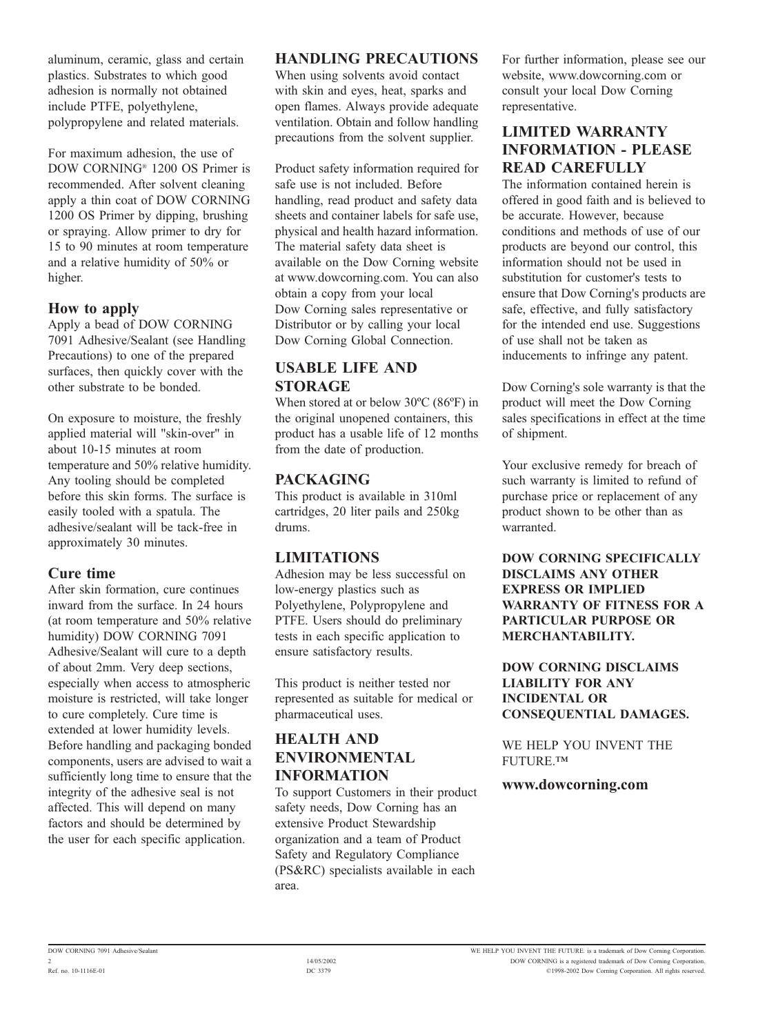aluminum, ceramic, glass and certain plastics. Substrates to which good adhesion is normally not obtained include PTFE, polyethylene, polypropylene and related materials.

For maximum adhesion, the use of DOW CORNING® 1200 OS Primer is recommended. After solvent cleaning apply a thin coat of DOW CORNING 1200 OS Primer by dipping, brushing or spraying. Allow primer to dry for 15 to 90 minutes at room temperature and a relative humidity of 50% or higher.

### How to apply

Apply a bead of DOW CORNING 7091 Adhesive/Sealant (see Handling Precautions) to one of the prepared surfaces, then quickly cover with the other substrate to be bonded.

On exposure to moisture, the freshly applied material will "skin-over" in about 10-15 minutes at room temperature and 50% relative humidity. Any tooling should be completed before this skin forms. The surface is easily tooled with a spatula. The adhesive/sealant will be tack-free in approximately 30 minutes.

### Cure time

After skin formation, cure continues inward from the surface. In 24 hours (at room temperature and 50% relative humidity) DOW CORNING 7091 Adhesive/Sealant will cure to a depth of about 2mm. Very deep sections, especially when access to atmospheric moisture is restricted, will take longer to cure completely. Cure time is extended at lower humidity levels. Before handling and packaging bonded components, users are advised to wait a sufficiently long time to ensure that the integrity of the adhesive seal is not affected. This will depend on many factors and should be determined by the user for each specific application.

## HANDLING PRECAUTIONS

When using solvents avoid contact with skin and eyes, heat, sparks and open flames. Always provide adequate ventilation. Obtain and follow handling precautions from the solvent supplier.

Product safety information required for safe use is not included. Before handling, read product and safety data sheets and container labels for safe use, physical and health hazard information. The material safety data sheet is available on the Dow Corning website at www.dowcorning.com. You can also obtain a copy from your local Dow Corning sales representative or Distributor or by calling your local Dow Corning Global Connection.

## USABLE LIFE AND STORAGE

When stored at or below 30ºC (86ºF) in the original unopened containers, this product has a usable life of 12 months from the date of production.

## PACKAGING

This product is available in 310ml cartridges, 20 liter pails and 250kg drums.

## LIMITATIONS

Adhesion may be less successful on low-energy plastics such as Polyethylene, Polypropylene and PTFE. Users should do preliminary tests in each specific application to ensure satisfactory results.

This product is neither tested nor represented as suitable for medical or pharmaceutical uses.

## HEALTH AND ENVIRONMENTAL INFORMATION

To support Customers in their product safety needs, Dow Corning has an extensive Product Stewardship organization and a team of Product Safety and Regulatory Compliance (PS&RC) specialists available in each area.

For further information, please see our website, www.dowcorning.com or consult your local Dow Corning representative.

## LIMITED WARRANTY INFORMATION - PLEASE READ CAREFULLY

The information contained herein is offered in good faith and is believed to be accurate. However, because conditions and methods of use of our products are beyond our control, this information should not be used in substitution for customer's tests to ensure that Dow Corning's products are safe, effective, and fully satisfactory for the intended end use. Suggestions of use shall not be taken as inducements to infringe any patent.

Dow Corning's sole warranty is that the product will meet the Dow Corning sales specifications in effect at the time of shipment.

Your exclusive remedy for breach of such warranty is limited to refund of purchase price or replacement of any product shown to be other than as warranted.

**DOW CORNING SPECIFICALLY DISCLAIMS ANY OTHER EXPRESS OR IMPLIED WARRANTY OF FITNESS FOR A PARTICULAR PURPOSE OR MERCHANTABILITY.**

**DOW CORNING DISCLAIMS LIABILITY FOR ANY INCIDENTAL OR CONSEQUENTIAL DAMAGES.**

WE HELP YOU INVENT THE FUTURE.™

**www.dowcorning.com**

DOW CORNING 7091 Adhesive/Sealant
Ref. no. 10-1116E-01
14/05/2002
DC 3379

WE HELP YOU INVENT THE FUTURE. is a trademark of Dow Corning Corporation.
DOW CORNING is a registered trademark of Dow Corning Corporation.
©1998-2002 Dow Corning Corporation. All rights reserved.